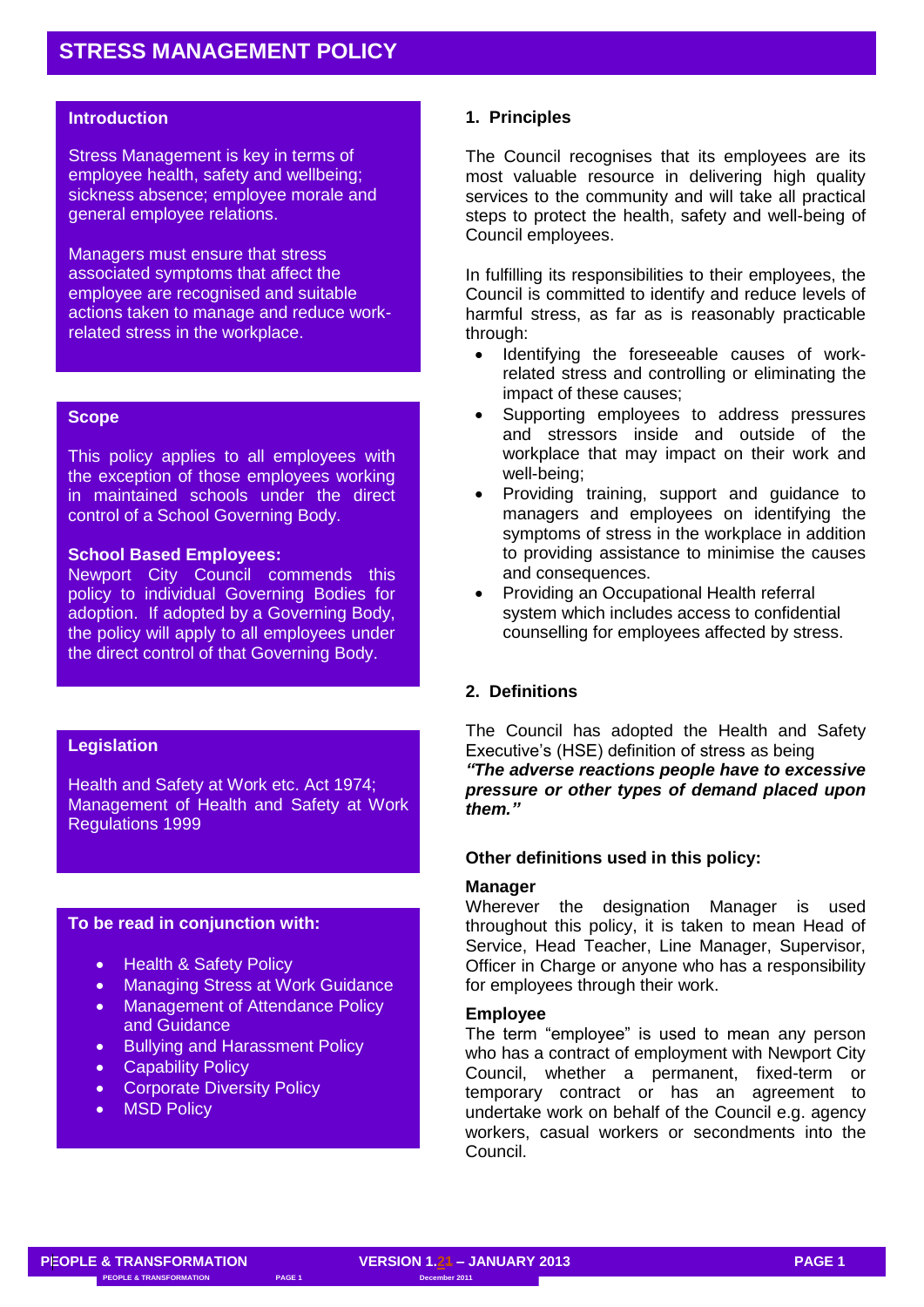# STRESS MANAGEMENT POLICY

## Introduction

Stress Management is key in terms of employee health, safety and wellbeing; sickness absence; employee morale and general employee relations.

Managers must ensure that stress associated symptoms that affect the employee are recognised and suitable actions taken to manage and reduce work-related stress in the workplace.

## Scope

This policy applies to all employees with the exception of those employees working in maintained schools under the direct control of a School Governing Body.

**School Based Employees:**
Newport City Council commends this policy to individual Governing Bodies for adoption. If adopted by a Governing Body, the policy will apply to all employees under the direct control of that Governing Body.

## Legislation

Health and Safety at Work etc. Act 1974; Management of Health and Safety at Work Regulations 1999

## To be read in conjunction with:

- Health & Safety Policy
- Managing Stress at Work Guidance
- Management of Attendance Policy and Guidance
- Bullying and Harassment Policy
- Capability Policy
- Corporate Diversity Policy
- MSD Policy

## 1. Principles

The Council recognises that its employees are its most valuable resource in delivering high quality services to the community and will take all practical steps to protect the health, safety and well-being of Council employees.

In fulfilling its responsibilities to their employees, the Council is committed to identify and reduce levels of harmful stress, as far as is reasonably practicable through:

- Identifying the foreseeable causes of work-related stress and controlling or eliminating the impact of these causes;
- Supporting employees to address pressures and stressors inside and outside of the workplace that may impact on their work and well-being;
- Providing training, support and guidance to managers and employees on identifying the symptoms of stress in the workplace in addition to providing assistance to minimise the causes and consequences.
- Providing an Occupational Health referral system which includes access to confidential counselling for employees affected by stress.

## 2. Definitions

The Council has adopted the Health and Safety Executive's (HSE) definition of stress as being ***"The adverse reactions people have to excessive pressure or other types of demand placed upon them."***

**Other definitions used in this policy:**

**Manager**
Wherever the designation Manager is used throughout this policy, it is taken to mean Head of Service, Head Teacher, Line Manager, Supervisor, Officer in Charge or anyone who has a responsibility for employees through their work.

**Employee**
The term "employee" is used to mean any person who has a contract of employment with Newport City Council, whether a permanent, fixed-term or temporary contract or has an agreement to undertake work on behalf of the Council e.g. agency workers, casual workers or secondments into the Council.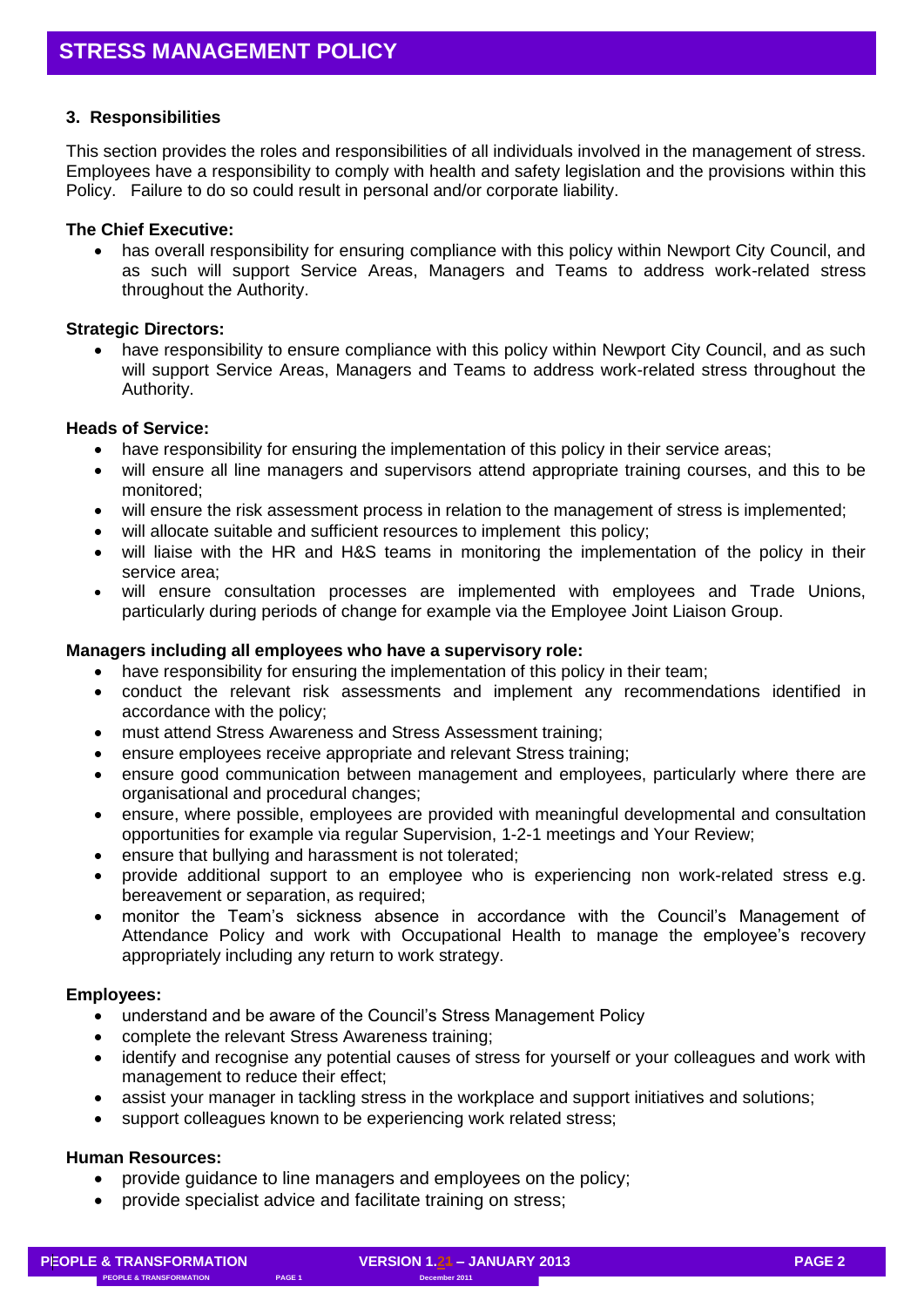### 3. Responsibilities

This section provides the roles and responsibilities of all individuals involved in the management of stress. Employees have a responsibility to comply with health and safety legislation and the provisions within this Policy. Failure to do so could result in personal and/or corporate liability.

**The Chief Executive:**

- has overall responsibility for ensuring compliance with this policy within Newport City Council, and as such will support Service Areas, Managers and Teams to address work-related stress throughout the Authority.

**Strategic Directors:**

- have responsibility to ensure compliance with this policy within Newport City Council, and as such will support Service Areas, Managers and Teams to address work-related stress throughout the Authority.

**Heads of Service:**

- have responsibility for ensuring the implementation of this policy in their service areas;
- will ensure all line managers and supervisors attend appropriate training courses, and this to be monitored;
- will ensure the risk assessment process in relation to the management of stress is implemented;
- will allocate suitable and sufficient resources to implement this policy;
- will liaise with the HR and H&S teams in monitoring the implementation of the policy in their service area;
- will ensure consultation processes are implemented with employees and Trade Unions, particularly during periods of change for example via the Employee Joint Liaison Group.

**Managers including all employees who have a supervisory role:**

- have responsibility for ensuring the implementation of this policy in their team;
- conduct the relevant risk assessments and implement any recommendations identified in accordance with the policy;
- must attend Stress Awareness and Stress Assessment training;
- ensure employees receive appropriate and relevant Stress training;
- ensure good communication between management and employees, particularly where there are organisational and procedural changes;
- ensure, where possible, employees are provided with meaningful developmental and consultation opportunities for example via regular Supervision, 1-2-1 meetings and Your Review;
- ensure that bullying and harassment is not tolerated;
- provide additional support to an employee who is experiencing non work-related stress e.g. bereavement or separation, as required;
- monitor the Team's sickness absence in accordance with the Council's Management of Attendance Policy and work with Occupational Health to manage the employee's recovery appropriately including any return to work strategy.

**Employees:**

- understand and be aware of the Council's Stress Management Policy
- complete the relevant Stress Awareness training;
- identify and recognise any potential causes of stress for yourself or your colleagues and work with management to reduce their effect;
- assist your manager in tackling stress in the workplace and support initiatives and solutions;
- support colleagues known to be experiencing work related stress;

**Human Resources:**

- provide guidance to line managers and employees on the policy;
- provide specialist advice and facilitate training on stress;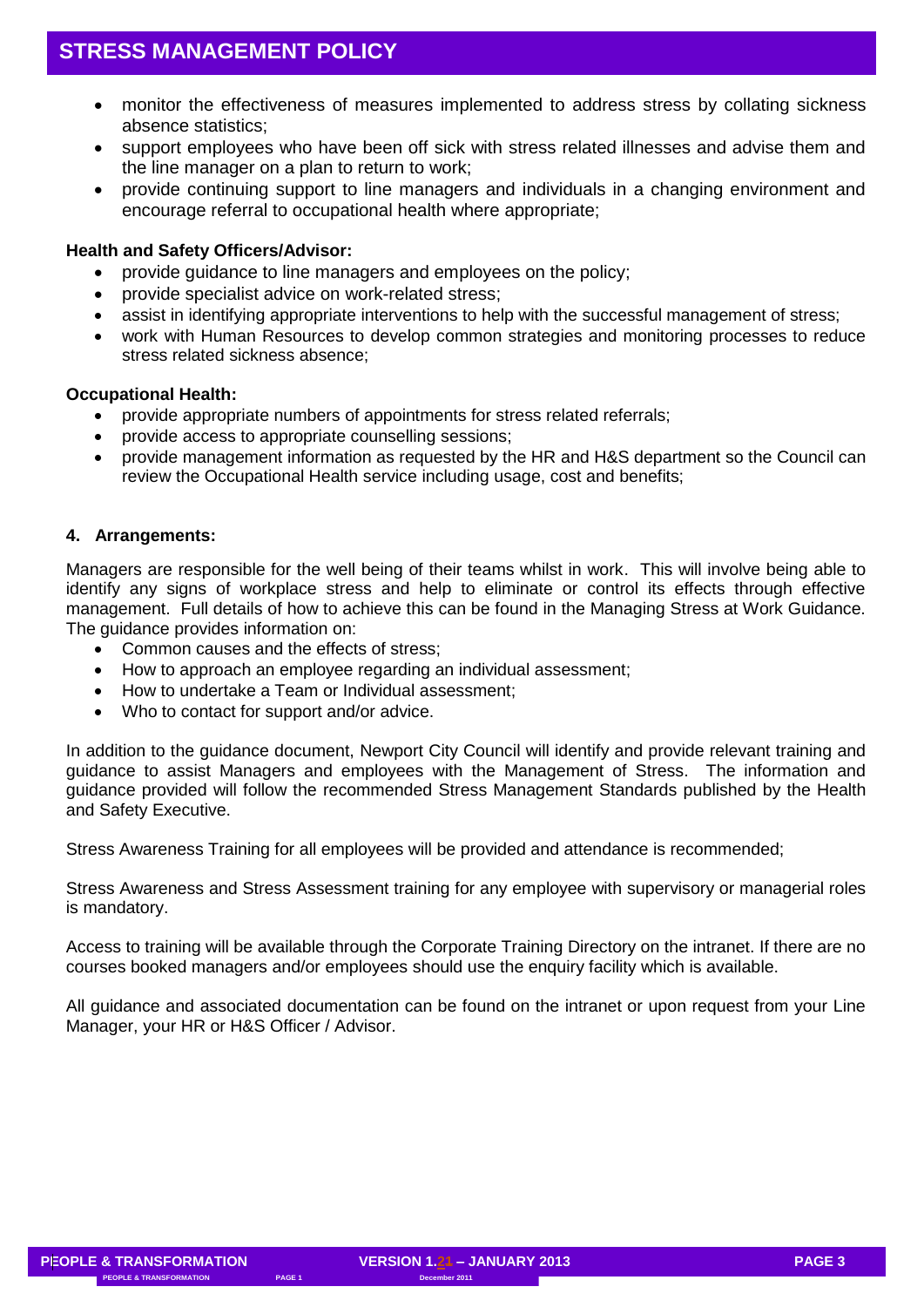- monitor the effectiveness of measures implemented to address stress by collating sickness absence statistics;
- support employees who have been off sick with stress related illnesses and advise them and the line manager on a plan to return to work;
- provide continuing support to line managers and individuals in a changing environment and encourage referral to occupational health where appropriate;

**Health and Safety Officers/Advisor:**

- provide guidance to line managers and employees on the policy;
- provide specialist advice on work-related stress;
- assist in identifying appropriate interventions to help with the successful management of stress;
- work with Human Resources to develop common strategies and monitoring processes to reduce stress related sickness absence;

**Occupational Health:**

- provide appropriate numbers of appointments for stress related referrals;
- provide access to appropriate counselling sessions;
- provide management information as requested by the HR and H&S department so the Council can review the Occupational Health service including usage, cost and benefits;

## 4. Arrangements:

Managers are responsible for the well being of their teams whilst in work. This will involve being able to identify any signs of workplace stress and help to eliminate or control its effects through effective management. Full details of how to achieve this can be found in the Managing Stress at Work Guidance. The guidance provides information on:

- Common causes and the effects of stress;
- How to approach an employee regarding an individual assessment;
- How to undertake a Team or Individual assessment;
- Who to contact for support and/or advice.

In addition to the guidance document, Newport City Council will identify and provide relevant training and guidance to assist Managers and employees with the Management of Stress. The information and guidance provided will follow the recommended Stress Management Standards published by the Health and Safety Executive.

Stress Awareness Training for all employees will be provided and attendance is recommended;

Stress Awareness and Stress Assessment training for any employee with supervisory or managerial roles is mandatory.

Access to training will be available through the Corporate Training Directory on the intranet. If there are no courses booked managers and/or employees should use the enquiry facility which is available.

All guidance and associated documentation can be found on the intranet or upon request from your Line Manager, your HR or H&S Officer / Advisor.